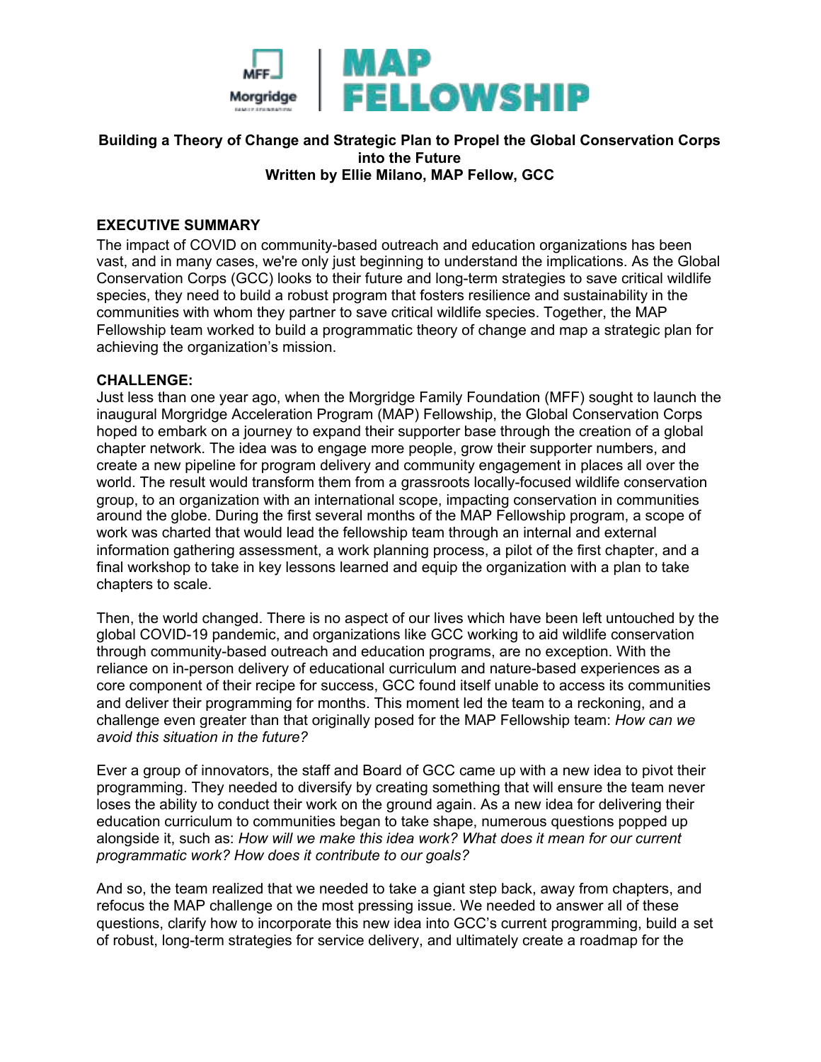**Building a Theory of Change and Strategic Plan to Propel the Global Conservation Corps into the Future**
**Written by Ellie Milano, MAP Fellow, GCC**

## EXECUTIVE SUMMARY

The impact of COVID on community-based outreach and education organizations has been vast, and in many cases, we're only just beginning to understand the implications. As the Global Conservation Corps (GCC) looks to their future and long-term strategies to save critical wildlife species, they need to build a robust program that fosters resilience and sustainability in the communities with whom they partner to save critical wildlife species. Together, the MAP Fellowship team worked to build a programmatic theory of change and map a strategic plan for achieving the organization's mission.

## CHALLENGE:

Just less than one year ago, when the Morgridge Family Foundation (MFF) sought to launch the inaugural Morgridge Acceleration Program (MAP) Fellowship, the Global Conservation Corps hoped to embark on a journey to expand their supporter base through the creation of a global chapter network. The idea was to engage more people, grow their supporter numbers, and create a new pipeline for program delivery and community engagement in places all over the world. The result would transform them from a grassroots locally-focused wildlife conservation group, to an organization with an international scope, impacting conservation in communities around the globe. During the first several months of the MAP Fellowship program, a scope of work was charted that would lead the fellowship team through an internal and external information gathering assessment, a work planning process, a pilot of the first chapter, and a final workshop to take in key lessons learned and equip the organization with a plan to take chapters to scale.

Then, the world changed. There is no aspect of our lives which have been left untouched by the global COVID-19 pandemic, and organizations like GCC working to aid wildlife conservation through community-based outreach and education programs, are no exception. With the reliance on in-person delivery of educational curriculum and nature-based experiences as a core component of their recipe for success, GCC found itself unable to access its communities and deliver their programming for months. This moment led the team to a reckoning, and a challenge even greater than that originally posed for the MAP Fellowship team: *How can we avoid this situation in the future?*

Ever a group of innovators, the staff and Board of GCC came up with a new idea to pivot their programming. They needed to diversify by creating something that will ensure the team never loses the ability to conduct their work on the ground again. As a new idea for delivering their education curriculum to communities began to take shape, numerous questions popped up alongside it, such as: *How will we make this idea work? What does it mean for our current programmatic work? How does it contribute to our goals?*

And so, the team realized that we needed to take a giant step back, away from chapters, and refocus the MAP challenge on the most pressing issue. We needed to answer all of these questions, clarify how to incorporate this new idea into GCC's current programming, build a set of robust, long-term strategies for service delivery, and ultimately create a roadmap for the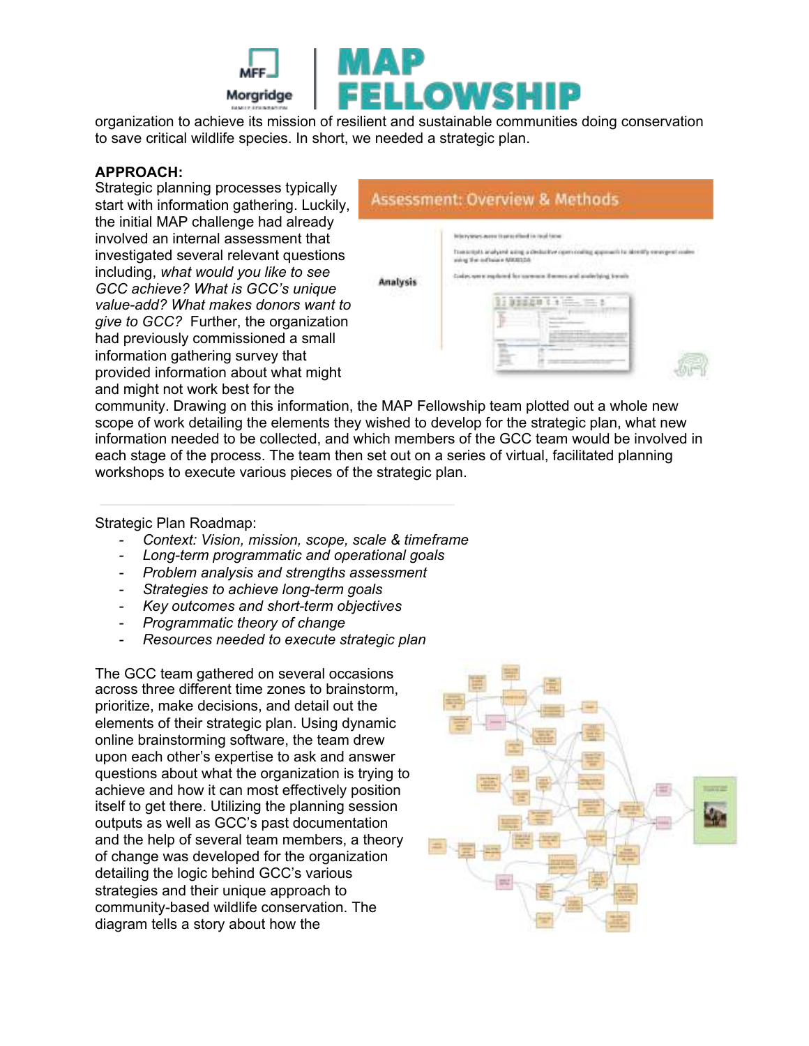organization to achieve its mission of resilient and sustainable communities doing conservation to save critical wildlife species. In short, we needed a strategic plan.

**APPROACH:**

Strategic planning processes typically start with information gathering. Luckily, the initial MAP challenge had already involved an internal assessment that investigated several relevant questions including, *what would you like to see GCC achieve? What is GCC's unique value-add? What makes donors want to give to GCC?* Further, the organization had previously commissioned a small information gathering survey that provided information about what might and might not work best for the community. Drawing on this information, the MAP Fellowship team plotted out a whole new scope of work detailing the elements they wished to develop for the strategic plan, what new information needed to be collected, and which members of the GCC team would be involved in each stage of the process. The team then set out on a series of virtual, facilitated planning workshops to execute various pieces of the strategic plan.

Strategic Plan Roadmap:

- *Context: Vision, mission, scope, scale & timeframe*
- *Long-term programmatic and operational goals*
- *Problem analysis and strengths assessment*
- *Strategies to achieve long-term goals*
- *Key outcomes and short-term objectives*
- *Programmatic theory of change*
- *Resources needed to execute strategic plan*

The GCC team gathered on several occasions across three different time zones to brainstorm, prioritize, make decisions, and detail out the elements of their strategic plan. Using dynamic online brainstorming software, the team drew upon each other's expertise to ask and answer questions about what the organization is trying to achieve and how it can most effectively position itself to get there. Utilizing the planning session outputs as well as GCC's past documentation and the help of several team members, a theory of change was developed for the organization detailing the logic behind GCC's various strategies and their unique approach to community-based wildlife conservation. The diagram tells a story about how the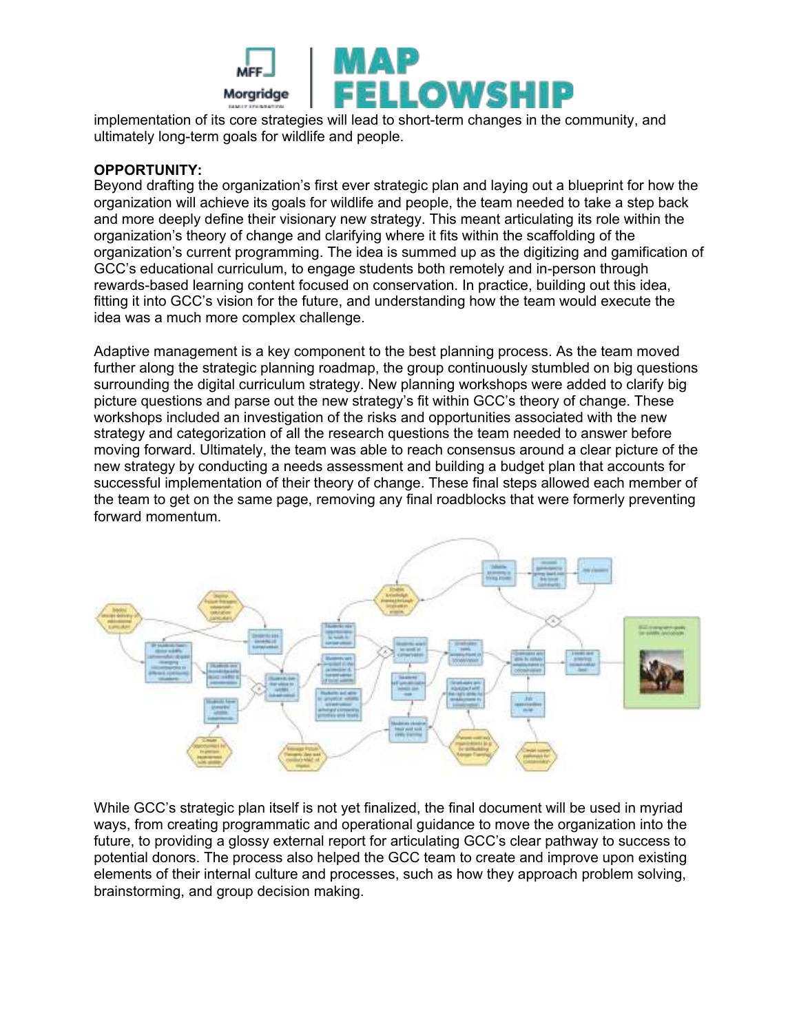implementation of its core strategies will lead to short-term changes in the community, and ultimately long-term goals for wildlife and people.

**OPPORTUNITY:**

Beyond drafting the organization's first ever strategic plan and laying out a blueprint for how the organization will achieve its goals for wildlife and people, the team needed to take a step back and more deeply define their visionary new strategy. This meant articulating its role within the organization's theory of change and clarifying where it fits within the scaffolding of the organization's current programming. The idea is summed up as the digitizing and gamification of GCC's educational curriculum, to engage students both remotely and in-person through rewards-based learning content focused on conservation. In practice, building out this idea, fitting it into GCC's vision for the future, and understanding how the team would execute the idea was a much more complex challenge.

Adaptive management is a key component to the best planning process. As the team moved further along the strategic planning roadmap, the group continuously stumbled on big questions surrounding the digital curriculum strategy. New planning workshops were added to clarify big picture questions and parse out the new strategy's fit within GCC's theory of change. These workshops included an investigation of the risks and opportunities associated with the new strategy and categorization of all the research questions the team needed to answer before moving forward. Ultimately, the team was able to reach consensus around a clear picture of the new strategy by conducting a needs assessment and building a budget plan that accounts for successful implementation of their theory of change. These final steps allowed each member of the team to get on the same page, removing any final roadblocks that were formerly preventing forward momentum.

While GCC's strategic plan itself is not yet finalized, the final document will be used in myriad ways, from creating programmatic and operational guidance to move the organization into the future, to providing a glossy external report for articulating GCC's clear pathway to success to potential donors. The process also helped the GCC team to create and improve upon existing elements of their internal culture and processes, such as how they approach problem solving, brainstorming, and group decision making.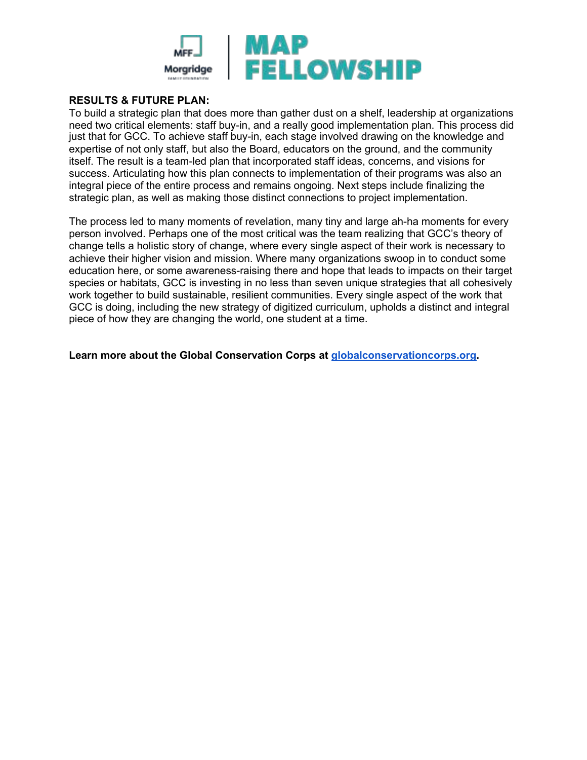**RESULTS & FUTURE PLAN:**

To build a strategic plan that does more than gather dust on a shelf, leadership at organizations need two critical elements: staff buy-in, and a really good implementation plan. This process did just that for GCC. To achieve staff buy-in, each stage involved drawing on the knowledge and expertise of not only staff, but also the Board, educators on the ground, and the community itself. The result is a team-led plan that incorporated staff ideas, concerns, and visions for success. Articulating how this plan connects to implementation of their programs was also an integral piece of the entire process and remains ongoing. Next steps include finalizing the strategic plan, as well as making those distinct connections to project implementation.

The process led to many moments of revelation, many tiny and large ah-ha moments for every person involved. Perhaps one of the most critical was the team realizing that GCC's theory of change tells a holistic story of change, where every single aspect of their work is necessary to achieve their higher vision and mission. Where many organizations swoop in to conduct some education here, or some awareness-raising there and hope that leads to impacts on their target species or habitats, GCC is investing in no less than seven unique strategies that all cohesively work together to build sustainable, resilient communities. Every single aspect of the work that GCC is doing, including the new strategy of digitized curriculum, upholds a distinct and integral piece of how they are changing the world, one student at a time.

**Learn more about the Global Conservation Corps at [globalconservationcorps.org](globalconservationcorps.org).**